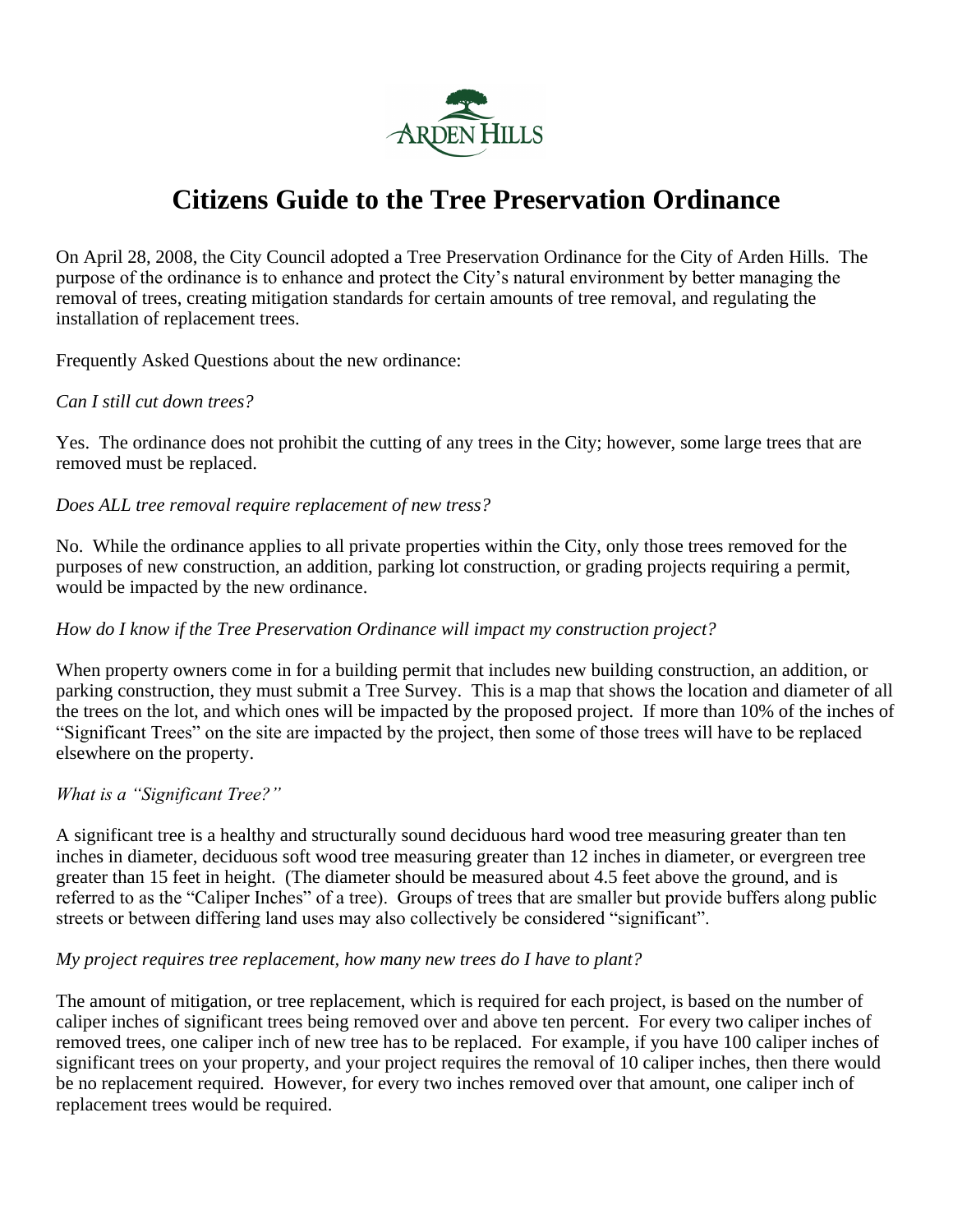# Citizens Guide to the Tree Preservation Ordinance

On April 28, 2008, the City Council adopted a Tree Preservation Ordinance for the City of Arden Hills. The purpose of the ordinance is to enhance and protect the City's natural environment by better managing the removal of trees, creating mitigation standards for certain amounts of tree removal, and regulating the installation of replacement trees.

Frequently Asked Questions about the new ordinance:

*Can I still cut down trees?*

Yes. The ordinance does not prohibit the cutting of any trees in the City; however, some large trees that are removed must be replaced.

*Does ALL tree removal require replacement of new tress?*

No. While the ordinance applies to all private properties within the City, only those trees removed for the purposes of new construction, an addition, parking lot construction, or grading projects requiring a permit, would be impacted by the new ordinance.

*How do I know if the Tree Preservation Ordinance will impact my construction project?*

When property owners come in for a building permit that includes new building construction, an addition, or parking construction, they must submit a Tree Survey. This is a map that shows the location and diameter of all the trees on the lot, and which ones will be impacted by the proposed project. If more than 10% of the inches of "Significant Trees" on the site are impacted by the project, then some of those trees will have to be replaced elsewhere on the property.

*What is a "Significant Tree?"*

A significant tree is a healthy and structurally sound deciduous hard wood tree measuring greater than ten inches in diameter, deciduous soft wood tree measuring greater than 12 inches in diameter, or evergreen tree greater than 15 feet in height. (The diameter should be measured about 4.5 feet above the ground, and is referred to as the "Caliper Inches" of a tree). Groups of trees that are smaller but provide buffers along public streets or between differing land uses may also collectively be considered "significant".

*My project requires tree replacement, how many new trees do I have to plant?*

The amount of mitigation, or tree replacement, which is required for each project, is based on the number of caliper inches of significant trees being removed over and above ten percent. For every two caliper inches of removed trees, one caliper inch of new tree has to be replaced. For example, if you have 100 caliper inches of significant trees on your property, and your project requires the removal of 10 caliper inches, then there would be no replacement required. However, for every two inches removed over that amount, one caliper inch of replacement trees would be required.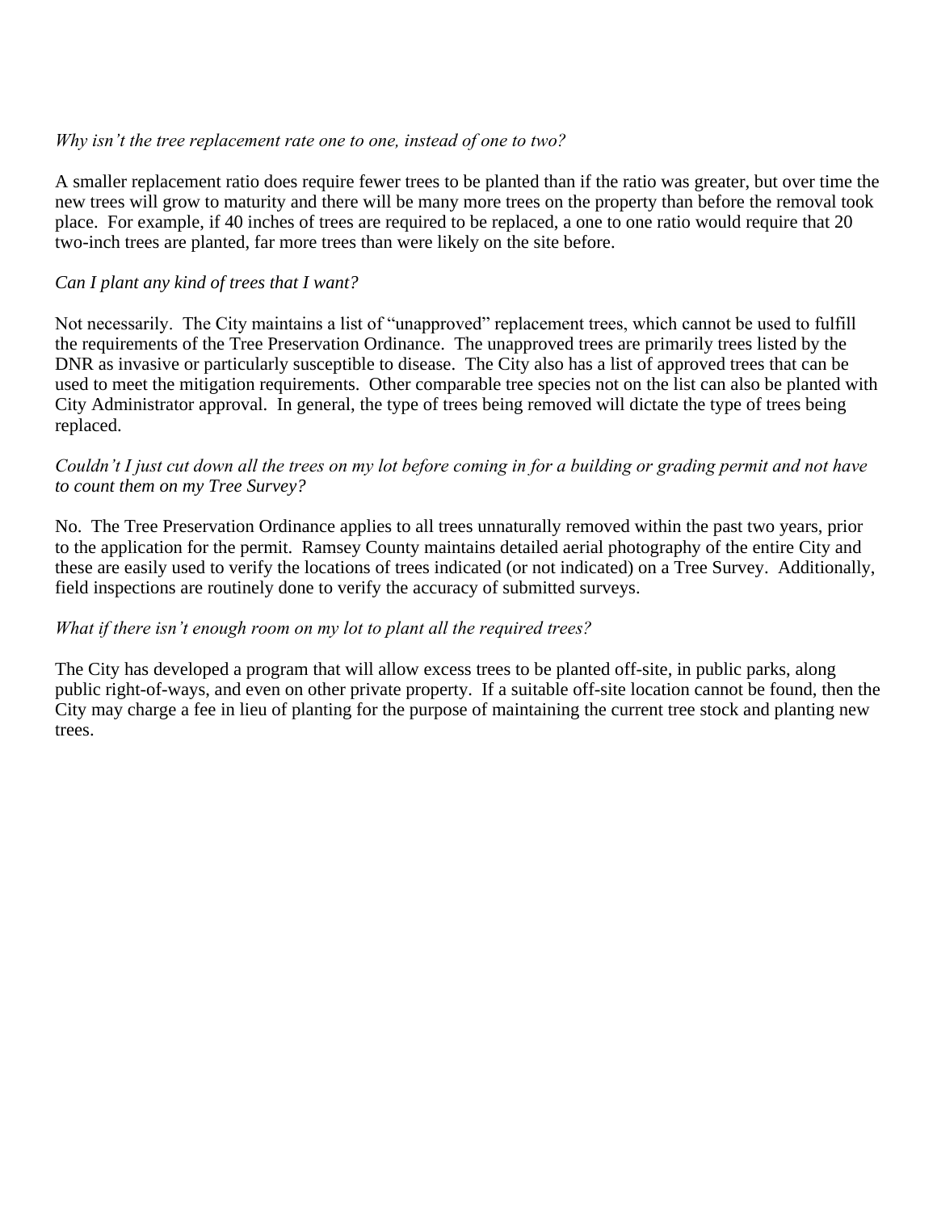*Why isn't the tree replacement rate one to one, instead of one to two?*

A smaller replacement ratio does require fewer trees to be planted than if the ratio was greater, but over time the new trees will grow to maturity and there will be many more trees on the property than before the removal took place. For example, if 40 inches of trees are required to be replaced, a one to one ratio would require that 20 two-inch trees are planted, far more trees than were likely on the site before.

*Can I plant any kind of trees that I want?*

Not necessarily. The City maintains a list of "unapproved" replacement trees, which cannot be used to fulfill the requirements of the Tree Preservation Ordinance. The unapproved trees are primarily trees listed by the DNR as invasive or particularly susceptible to disease. The City also has a list of approved trees that can be used to meet the mitigation requirements. Other comparable tree species not on the list can also be planted with City Administrator approval. In general, the type of trees being removed will dictate the type of trees being replaced.

*Couldn't I just cut down all the trees on my lot before coming in for a building or grading permit and not have to count them on my Tree Survey?*

No. The Tree Preservation Ordinance applies to all trees unnaturally removed within the past two years, prior to the application for the permit. Ramsey County maintains detailed aerial photography of the entire City and these are easily used to verify the locations of trees indicated (or not indicated) on a Tree Survey. Additionally, field inspections are routinely done to verify the accuracy of submitted surveys.

*What if there isn't enough room on my lot to plant all the required trees?*

The City has developed a program that will allow excess trees to be planted off-site, in public parks, along public right-of-ways, and even on other private property. If a suitable off-site location cannot be found, then the City may charge a fee in lieu of planting for the purpose of maintaining the current tree stock and planting new trees.